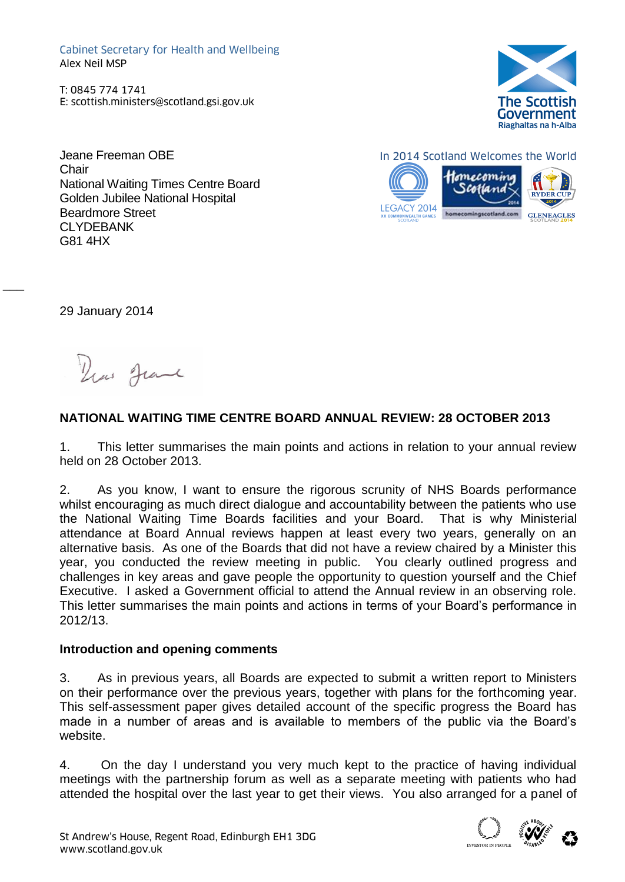Cabinet Secretary for Health and Wellbeing
Alex Neil MSP

T: 0845 774 1741
E: scottish.ministers@scotland.gsi.gov.uk

The Scottish Government
Riaghaltas na h-Alba

In 2014 Scotland Welcomes the World

Jeane Freeman OBE
Chair
National Waiting Times Centre Board
Golden Jubilee National Hospital
Beardmore Street
CLYDEBANK
G81 4HX

29 January 2014

Dear Jeane

**NATIONAL WAITING TIME CENTRE BOARD ANNUAL REVIEW: 28 OCTOBER 2013**

1. This letter summarises the main points and actions in relation to your annual review held on 28 October 2013.

2. As you know, I want to ensure the rigorous scrunity of NHS Boards performance whilst encouraging as much direct dialogue and accountability between the patients who use the National Waiting Time Boards facilities and your Board. That is why Ministerial attendance at Board Annual reviews happen at least every two years, generally on an alternative basis. As one of the Boards that did not have a review chaired by a Minister this year, you conducted the review meeting in public. You clearly outlined progress and challenges in key areas and gave people the opportunity to question yourself and the Chief Executive. I asked a Government official to attend the Annual review in an observing role. This letter summarises the main points and actions in terms of your Board's performance in 2012/13.

**Introduction and opening comments**

3. As in previous years, all Boards are expected to submit a written report to Ministers on their performance over the previous years, together with plans for the forthcoming year. This self-assessment paper gives detailed account of the specific progress the Board has made in a number of areas and is available to members of the public via the Board's website.

4. On the day I understand you very much kept to the practice of having individual meetings with the partnership forum as well as a separate meeting with patients who had attended the hospital over the last year to get their views. You also arranged for a panel of

St Andrew's House, Regent Road, Edinburgh EH1 3DG
www.scotland.gov.uk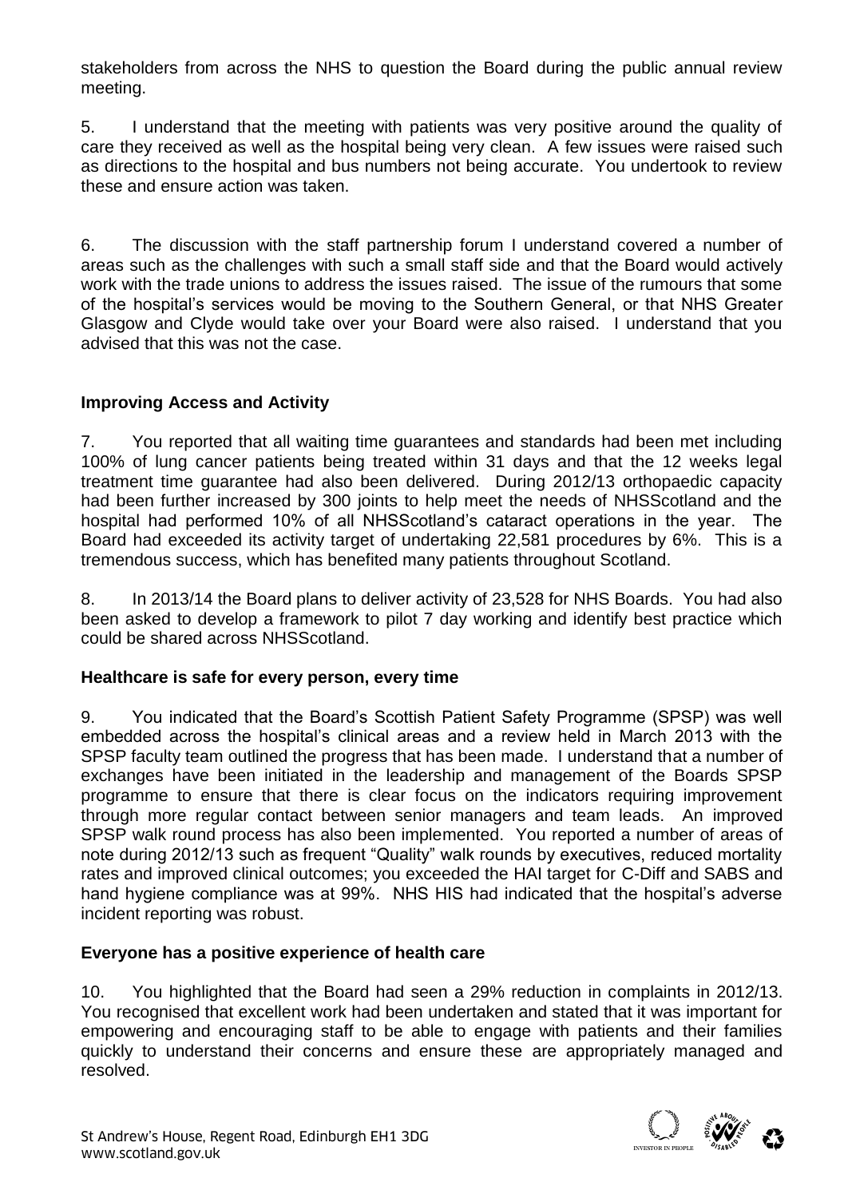stakeholders from across the NHS to question the Board during the public annual review meeting.

5. I understand that the meeting with patients was very positive around the quality of care they received as well as the hospital being very clean. A few issues were raised such as directions to the hospital and bus numbers not being accurate. You undertook to review these and ensure action was taken.

6. The discussion with the staff partnership forum I understand covered a number of areas such as the challenges with such a small staff side and that the Board would actively work with the trade unions to address the issues raised. The issue of the rumours that some of the hospital's services would be moving to the Southern General, or that NHS Greater Glasgow and Clyde would take over your Board were also raised. I understand that you advised that this was not the case.

**Improving Access and Activity**

7. You reported that all waiting time guarantees and standards had been met including 100% of lung cancer patients being treated within 31 days and that the 12 weeks legal treatment time guarantee had also been delivered. During 2012/13 orthopaedic capacity had been further increased by 300 joints to help meet the needs of NHSScotland and the hospital had performed 10% of all NHSScotland's cataract operations in the year. The Board had exceeded its activity target of undertaking 22,581 procedures by 6%. This is a tremendous success, which has benefited many patients throughout Scotland.

8. In 2013/14 the Board plans to deliver activity of 23,528 for NHS Boards. You had also been asked to develop a framework to pilot 7 day working and identify best practice which could be shared across NHSScotland.

**Healthcare is safe for every person, every time**

9. You indicated that the Board's Scottish Patient Safety Programme (SPSP) was well embedded across the hospital's clinical areas and a review held in March 2013 with the SPSP faculty team outlined the progress that has been made. I understand that a number of exchanges have been initiated in the leadership and management of the Boards SPSP programme to ensure that there is clear focus on the indicators requiring improvement through more regular contact between senior managers and team leads. An improved SPSP walk round process has also been implemented. You reported a number of areas of note during 2012/13 such as frequent "Quality" walk rounds by executives, reduced mortality rates and improved clinical outcomes; you exceeded the HAI target for C-Diff and SABS and hand hygiene compliance was at 99%. NHS HIS had indicated that the hospital's adverse incident reporting was robust.

**Everyone has a positive experience of health care**

10. You highlighted that the Board had seen a 29% reduction in complaints in 2012/13. You recognised that excellent work had been undertaken and stated that it was important for empowering and encouraging staff to be able to engage with patients and their families quickly to understand their concerns and ensure these are appropriately managed and resolved.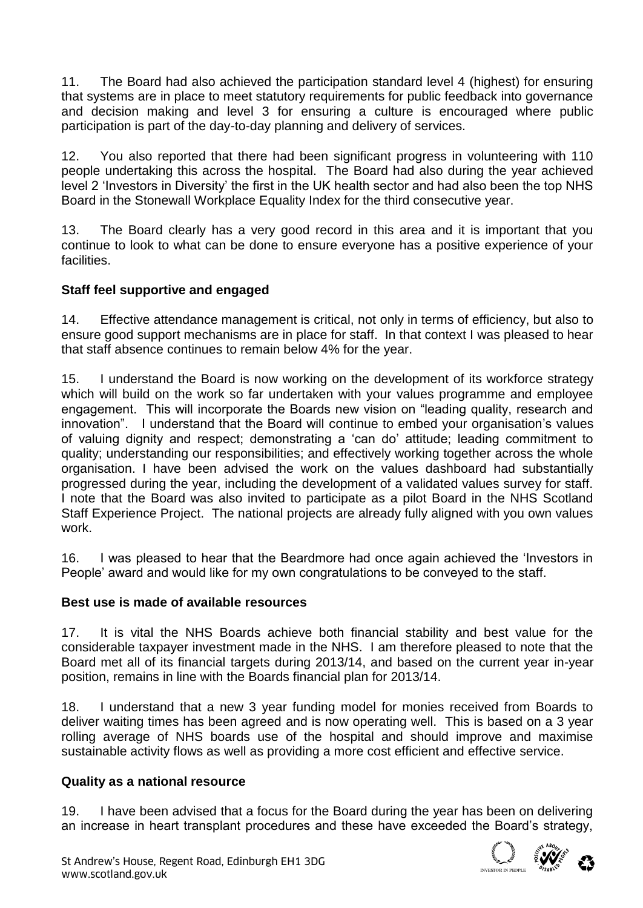11. The Board had also achieved the participation standard level 4 (highest) for ensuring that systems are in place to meet statutory requirements for public feedback into governance and decision making and level 3 for ensuring a culture is encouraged where public participation is part of the day-to-day planning and delivery of services.

12. You also reported that there had been significant progress in volunteering with 110 people undertaking this across the hospital. The Board had also during the year achieved level 2 'Investors in Diversity' the first in the UK health sector and had also been the top NHS Board in the Stonewall Workplace Equality Index for the third consecutive year.

13. The Board clearly has a very good record in this area and it is important that you continue to look to what can be done to ensure everyone has a positive experience of your facilities.

**Staff feel supportive and engaged**

14. Effective attendance management is critical, not only in terms of efficiency, but also to ensure good support mechanisms are in place for staff. In that context I was pleased to hear that staff absence continues to remain below 4% for the year.

15. I understand the Board is now working on the development of its workforce strategy which will build on the work so far undertaken with your values programme and employee engagement. This will incorporate the Boards new vision on "leading quality, research and innovation". I understand that the Board will continue to embed your organisation's values of valuing dignity and respect; demonstrating a 'can do' attitude; leading commitment to quality; understanding our responsibilities; and effectively working together across the whole organisation. I have been advised the work on the values dashboard had substantially progressed during the year, including the development of a validated values survey for staff. I note that the Board was also invited to participate as a pilot Board in the NHS Scotland Staff Experience Project. The national projects are already fully aligned with you own values work.

16. I was pleased to hear that the Beardmore had once again achieved the 'Investors in People' award and would like for my own congratulations to be conveyed to the staff.

**Best use is made of available resources**

17. It is vital the NHS Boards achieve both financial stability and best value for the considerable taxpayer investment made in the NHS. I am therefore pleased to note that the Board met all of its financial targets during 2013/14, and based on the current year in-year position, remains in line with the Boards financial plan for 2013/14.

18. I understand that a new 3 year funding model for monies received from Boards to deliver waiting times has been agreed and is now operating well. This is based on a 3 year rolling average of NHS boards use of the hospital and should improve and maximise sustainable activity flows as well as providing a more cost efficient and effective service.

**Quality as a national resource**

19. I have been advised that a focus for the Board during the year has been on delivering an increase in heart transplant procedures and these have exceeded the Board's strategy,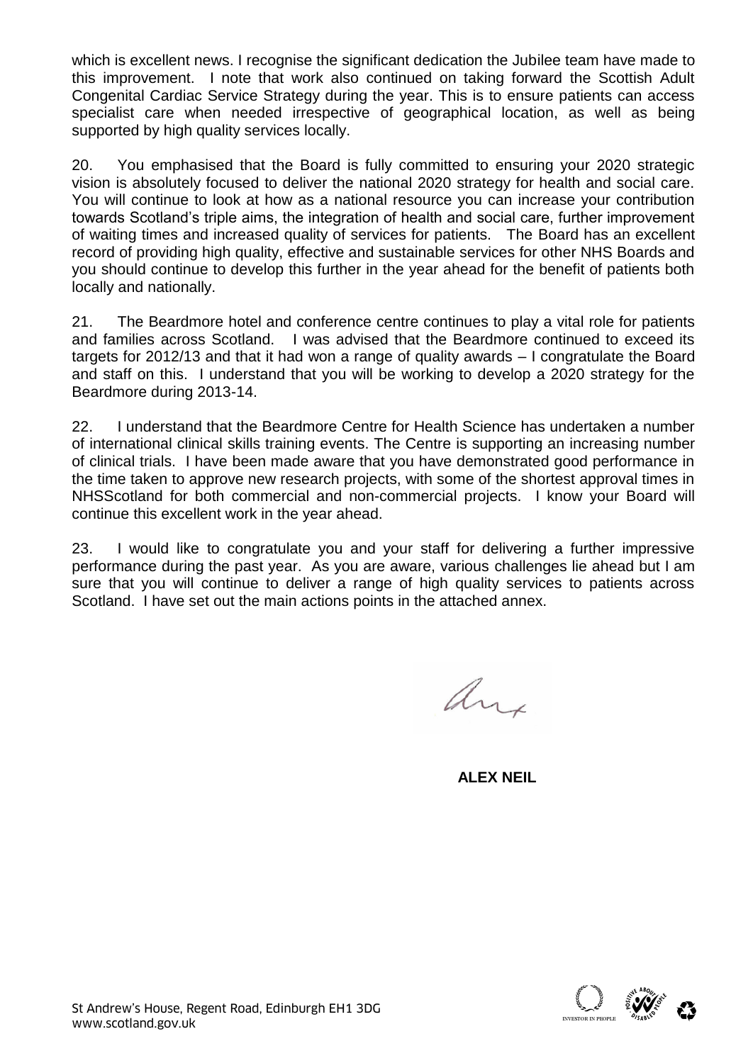which is excellent news. I recognise the significant dedication the Jubilee team have made to this improvement. I note that work also continued on taking forward the Scottish Adult Congenital Cardiac Service Strategy during the year. This is to ensure patients can access specialist care when needed irrespective of geographical location, as well as being supported by high quality services locally.

20. You emphasised that the Board is fully committed to ensuring your 2020 strategic vision is absolutely focused to deliver the national 2020 strategy for health and social care. You will continue to look at how as a national resource you can increase your contribution towards Scotland's triple aims, the integration of health and social care, further improvement of waiting times and increased quality of services for patients. The Board has an excellent record of providing high quality, effective and sustainable services for other NHS Boards and you should continue to develop this further in the year ahead for the benefit of patients both locally and nationally.

21. The Beardmore hotel and conference centre continues to play a vital role for patients and families across Scotland. I was advised that the Beardmore continued to exceed its targets for 2012/13 and that it had won a range of quality awards – I congratulate the Board and staff on this. I understand that you will be working to develop a 2020 strategy for the Beardmore during 2013-14.

22. I understand that the Beardmore Centre for Health Science has undertaken a number of international clinical skills training events. The Centre is supporting an increasing number of clinical trials. I have been made aware that you have demonstrated good performance in the time taken to approve new research projects, with some of the shortest approval times in NHSScotland for both commercial and non-commercial projects. I know your Board will continue this excellent work in the year ahead.

23. I would like to congratulate you and your staff for delivering a further impressive performance during the past year. As you are aware, various challenges lie ahead but I am sure that you will continue to deliver a range of high quality services to patients across Scotland. I have set out the main actions points in the attached annex.

**ALEX NEIL**

St Andrew's House, Regent Road, Edinburgh EH1 3DG
www.scotland.gov.uk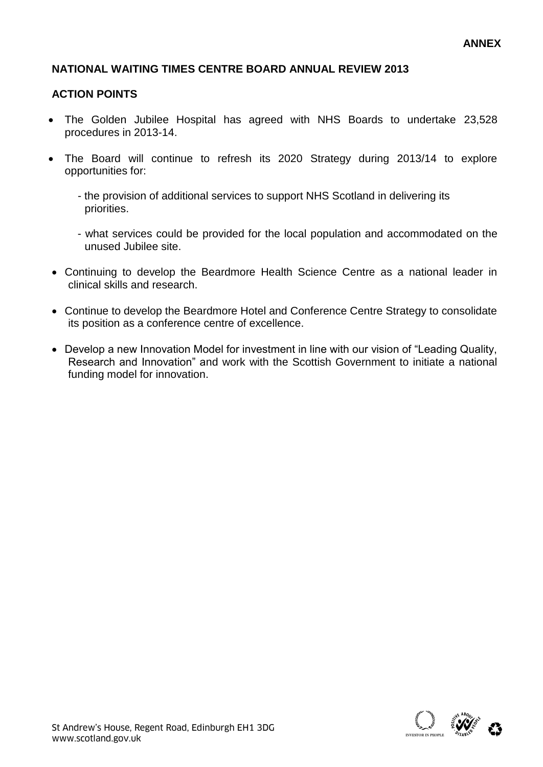**ANNEX**

## NATIONAL WAITING TIMES CENTRE BOARD ANNUAL REVIEW 2013

### ACTION POINTS

- The Golden Jubilee Hospital has agreed with NHS Boards to undertake 23,528 procedures in 2013-14.
- The Board will continue to refresh its 2020 Strategy during 2013/14 to explore opportunities for:
  - the provision of additional services to support NHS Scotland in delivering its priorities.
  - what services could be provided for the local population and accommodated on the unused Jubilee site.
- Continuing to develop the Beardmore Health Science Centre as a national leader in clinical skills and research.
- Continue to develop the Beardmore Hotel and Conference Centre Strategy to consolidate its position as a conference centre of excellence.
- Develop a new Innovation Model for investment in line with our vision of "Leading Quality, Research and Innovation" and work with the Scottish Government to initiate a national funding model for innovation.